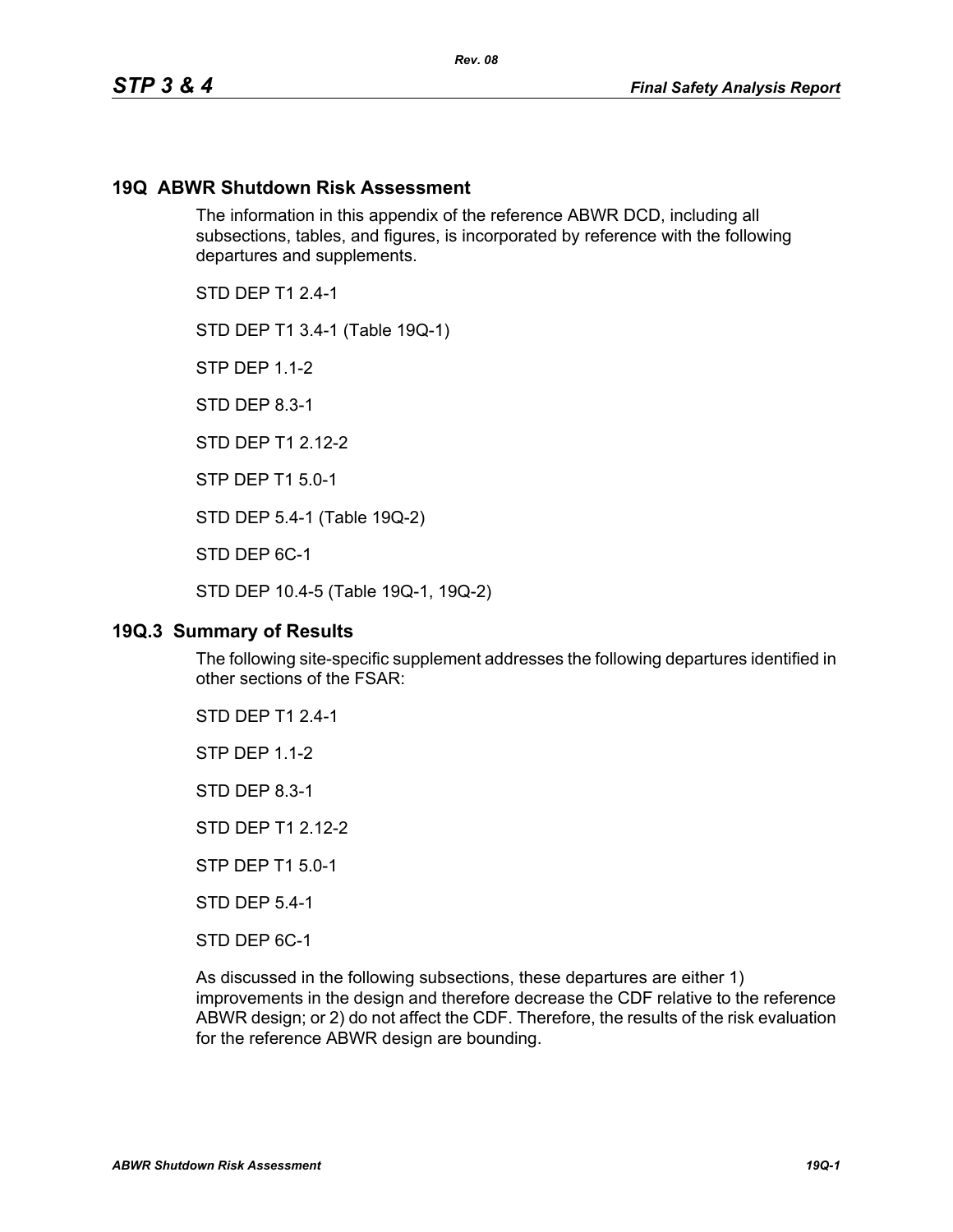## 19Q ABWR Shutdown Risk Assessment

The information in this appendix of the reference ABWR DCD, including all subsections, tables, and figures, is incorporated by reference with the following departures and supplements.

STD DEP T1 2.4-1

STD DEP T1 3.4-1 (Table 19Q-1)

STP DEP 1.1-2

STD DEP 8.3-1

STD DEP T1 2.12-2

STP DEP T1 5.0-1

STD DEP 5.4-1 (Table 19Q-2)

STD DEP 6C-1

STD DEP 10.4-5 (Table 19Q-1, 19Q-2)

### 19Q.3 Summary of Results

The following site-specific supplement addresses the following departures identified in other sections of the FSAR:

STD DEP T1 2.4-1

STP DEP 1.1-2

STD DEP 8.3-1

STD DEP T1 2.12-2

STP DEP T1 5.0-1

STD DEP 5.4-1

STD DEP 6C-1

As discussed in the following subsections, these departures are either 1) improvements in the design and therefore decrease the CDF relative to the reference ABWR design; or 2) do not affect the CDF. Therefore, the results of the risk evaluation for the reference ABWR design are bounding.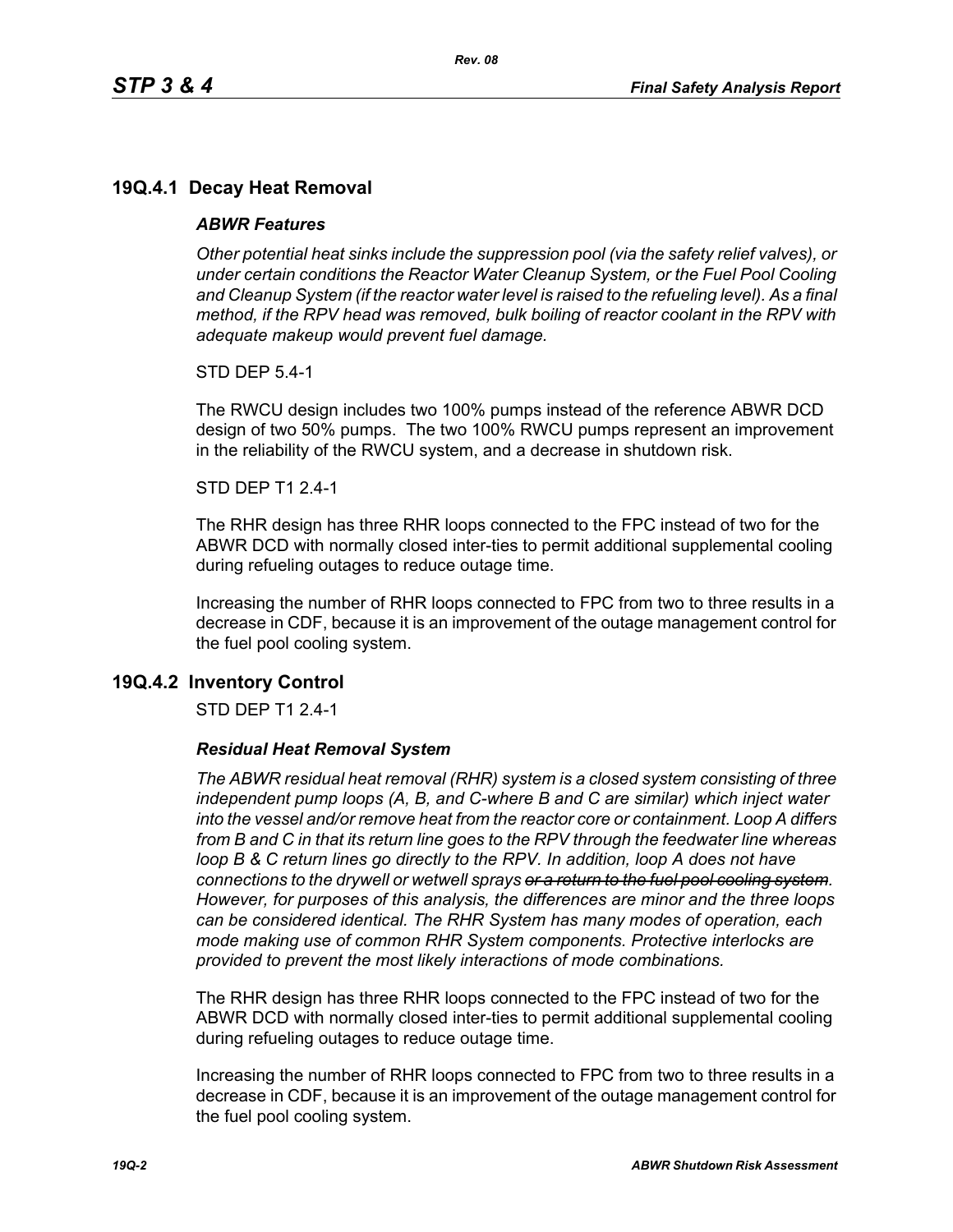## 19Q.4.1 Decay Heat Removal

### *ABWR Features*

*Other potential heat sinks include the suppression pool (via the safety relief valves), or under certain conditions the Reactor Water Cleanup System, or the Fuel Pool Cooling and Cleanup System (if the reactor water level is raised to the refueling level). As a final method, if the RPV head was removed, bulk boiling of reactor coolant in the RPV with adequate makeup would prevent fuel damage.*

STD DEP 5.4-1

The RWCU design includes two 100% pumps instead of the reference ABWR DCD design of two 50% pumps. The two 100% RWCU pumps represent an improvement in the reliability of the RWCU system, and a decrease in shutdown risk.

STD DEP T1 2.4-1

The RHR design has three RHR loops connected to the FPC instead of two for the ABWR DCD with normally closed inter-ties to permit additional supplemental cooling during refueling outages to reduce outage time.

Increasing the number of RHR loops connected to FPC from two to three results in a decrease in CDF, because it is an improvement of the outage management control for the fuel pool cooling system.

## 19Q.4.2 Inventory Control

STD DEP T1 2.4-1

### *Residual Heat Removal System*

*The ABWR residual heat removal (RHR) system is a closed system consisting of three independent pump loops (A, B, and C-where B and C are similar) which inject water into the vessel and/or remove heat from the reactor core or containment. Loop A differs from B and C in that its return line goes to the RPV through the feedwater line whereas loop B & C return lines go directly to the RPV. In addition, loop A does not have connections to the drywell or wetwell sprays ~~or a return to the fuel pool cooling system~~. However, for purposes of this analysis, the differences are minor and the three loops can be considered identical. The RHR System has many modes of operation, each mode making use of common RHR System components. Protective interlocks are provided to prevent the most likely interactions of mode combinations.*

The RHR design has three RHR loops connected to the FPC instead of two for the ABWR DCD with normally closed inter-ties to permit additional supplemental cooling during refueling outages to reduce outage time.

Increasing the number of RHR loops connected to FPC from two to three results in a decrease in CDF, because it is an improvement of the outage management control for the fuel pool cooling system.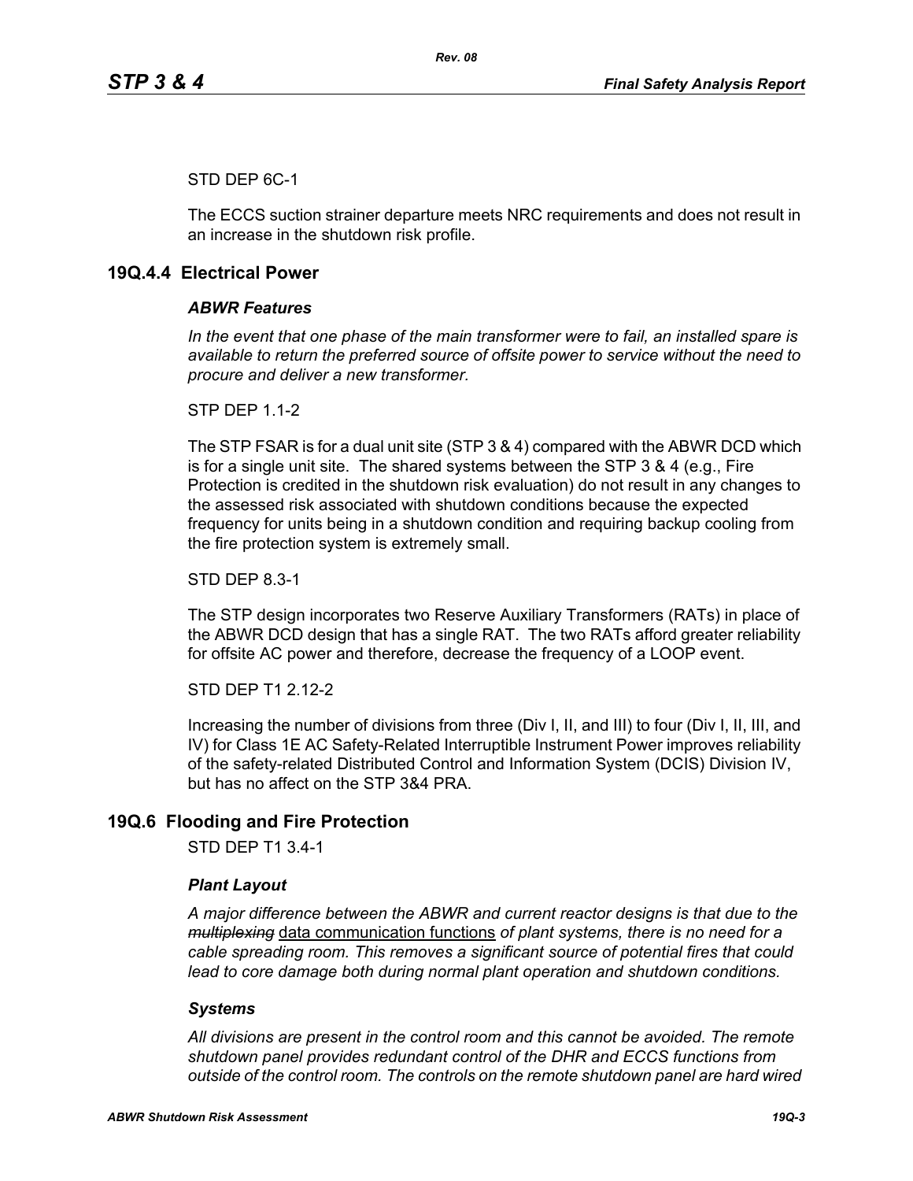STD DEP 6C-1

The ECCS suction strainer departure meets NRC requirements and does not result in an increase in the shutdown risk profile.

## 19Q.4.4 Electrical Power

### *ABWR Features*

*In the event that one phase of the main transformer were to fail, an installed spare is available to return the preferred source of offsite power to service without the need to procure and deliver a new transformer.*

STP DEP 1.1-2

The STP FSAR is for a dual unit site (STP 3 & 4) compared with the ABWR DCD which is for a single unit site. The shared systems between the STP 3 & 4 (e.g., Fire Protection is credited in the shutdown risk evaluation) do not result in any changes to the assessed risk associated with shutdown conditions because the expected frequency for units being in a shutdown condition and requiring backup cooling from the fire protection system is extremely small.

STD DEP 8.3-1

The STP design incorporates two Reserve Auxiliary Transformers (RATs) in place of the ABWR DCD design that has a single RAT. The two RATs afford greater reliability for offsite AC power and therefore, decrease the frequency of a LOOP event.

STD DEP T1 2.12-2

Increasing the number of divisions from three (Div I, II, and III) to four (Div I, II, III, and IV) for Class 1E AC Safety-Related Interruptible Instrument Power improves reliability of the safety-related Distributed Control and Information System (DCIS) Division IV, but has no affect on the STP 3&4 PRA.

## 19Q.6 Flooding and Fire Protection

STD DEP T1 3.4-1

### *Plant Layout*

*A major difference between the ABWR and current reactor designs is that due to the ~~multiplexing~~* data communication functions *of plant systems, there is no need for a cable spreading room. This removes a significant source of potential fires that could lead to core damage both during normal plant operation and shutdown conditions.*

### *Systems*

*All divisions are present in the control room and this cannot be avoided. The remote shutdown panel provides redundant control of the DHR and ECCS functions from outside of the control room. The controls on the remote shutdown panel are hard wired*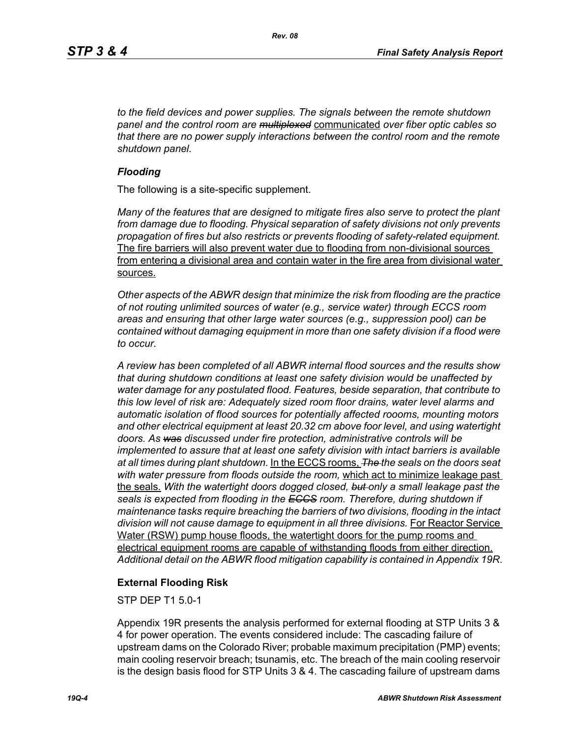*to the field devices and power supplies. The signals between the remote shutdown panel and the control room are* ~~*multiplexed*~~ <u>communicated</u> *over fiber optic cables so that there are no power supply interactions between the control room and the remote shutdown panel.*

### *Flooding*

The following is a site-specific supplement.

*Many of the features that are designed to mitigate fires also serve to protect the plant from damage due to flooding. Physical separation of safety divisions not only prevents propagation of fires but also restricts or prevents flooding of safety-related equipment.* <u>The fire barriers will also prevent water due to flooding from non-divisional sources from entering a divisional area and contain water in the fire area from divisional water sources.</u>

*Other aspects of the ABWR design that minimize the risk from flooding are the practice of not routing unlimited sources of water (e.g., service water) through ECCS room areas and ensuring that other large water sources (e.g., suppression pool) can be contained without damaging equipment in more than one safety division if a flood were to occur.*

*A review has been completed of all ABWR internal flood sources and the results show that during shutdown conditions at least one safety division would be unaffected by water damage for any postulated flood. Features, beside separation, that contribute to this low level of risk are: Adequately sized room floor drains, water level alarms and automatic isolation of flood sources for potentially affected roooms, mounting motors and other electrical equipment at least 20.32 cm above foor level, and using watertight doors. As* ~~*was*~~ *discussed under fire protection, administrative controls will be implemented to assure that at least one safety division with intact barriers is available at all times during plant shutdown.* <u>In the ECCS rooms,</u> ~~*The*~~ *the seals on the doors seat with water pressure from floods outside the room,* <u>which act to minimize leakage past the seals.</u> *With the watertight doors dogged closed,* ~~*but*~~ *only a small leakage past the seals is expected from flooding in the* ~~*ECCS*~~ *room. Therefore, during shutdown if maintenance tasks require breaching the barriers of two divisions, flooding in the intact division will not cause damage to equipment in all three divisions.* <u>For Reactor Service Water (RSW) pump house floods, the watertight doors for the pump rooms and electrical equipment rooms are capable of withstanding floods from either direction.</u> *Additional detail on the ABWR flood mitigation capability is contained in Appendix 19R.*

### External Flooding Risk

STP DEP T1 5.0-1

Appendix 19R presents the analysis performed for external flooding at STP Units 3 & 4 for power operation. The events considered include: The cascading failure of upstream dams on the Colorado River; probable maximum precipitation (PMP) events; main cooling reservoir breach; tsunamis, etc. The breach of the main cooling reservoir is the design basis flood for STP Units 3 & 4. The cascading failure of upstream dams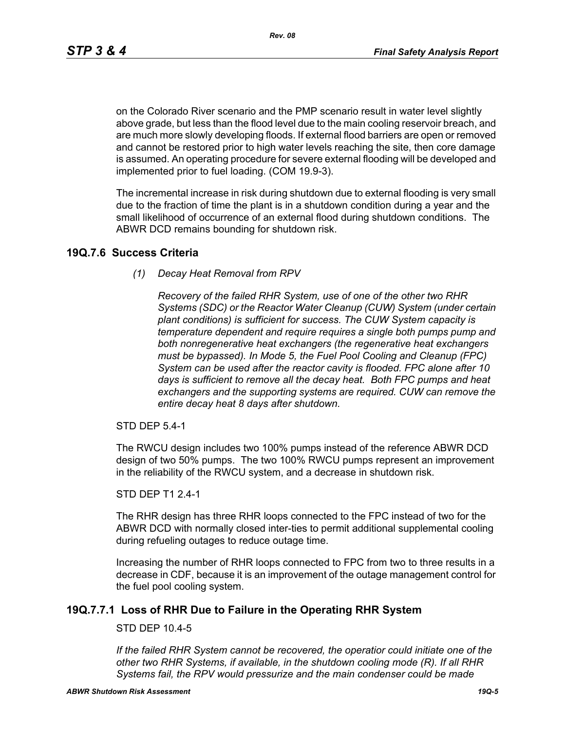on the Colorado River scenario and the PMP scenario result in water level slightly above grade, but less than the flood level due to the main cooling reservoir breach, and are much more slowly developing floods. If external flood barriers are open or removed and cannot be restored prior to high water levels reaching the site, then core damage is assumed. An operating procedure for severe external flooding will be developed and implemented prior to fuel loading. (COM 19.9-3).

The incremental increase in risk during shutdown due to external flooding is very small due to the fraction of time the plant is in a shutdown condition during a year and the small likelihood of occurrence of an external flood during shutdown conditions. The ABWR DCD remains bounding for shutdown risk.

## 19Q.7.6 Success Criteria

*(1) Decay Heat Removal from RPV*

*Recovery of the failed RHR System, use of one of the other two RHR Systems (SDC) or the Reactor Water Cleanup (CUW) System (under certain plant conditions) is sufficient for success. The CUW System capacity is temperature dependent and require requires a single both pumps pump and both nonregenerative heat exchangers (the regenerative heat exchangers must be bypassed). In Mode 5, the Fuel Pool Cooling and Cleanup (FPC) System can be used after the reactor cavity is flooded. FPC alone after 10 days is sufficient to remove all the decay heat. Both FPC pumps and heat exchangers and the supporting systems are required. CUW can remove the entire decay heat 8 days after shutdown.*

STD DEP 5.4-1

The RWCU design includes two 100% pumps instead of the reference ABWR DCD design of two 50% pumps. The two 100% RWCU pumps represent an improvement in the reliability of the RWCU system, and a decrease in shutdown risk.

STD DEP T1 2.4-1

The RHR design has three RHR loops connected to the FPC instead of two for the ABWR DCD with normally closed inter-ties to permit additional supplemental cooling during refueling outages to reduce outage time.

Increasing the number of RHR loops connected to FPC from two to three results in a decrease in CDF, because it is an improvement of the outage management control for the fuel pool cooling system.

## 19Q.7.7.1 Loss of RHR Due to Failure in the Operating RHR System

STD DEP 10.4-5

*If the failed RHR System cannot be recovered, the operatior could initiate one of the other two RHR Systems, if available, in the shutdown cooling mode (R). If all RHR Systems fail, the RPV would pressurize and the main condenser could be made*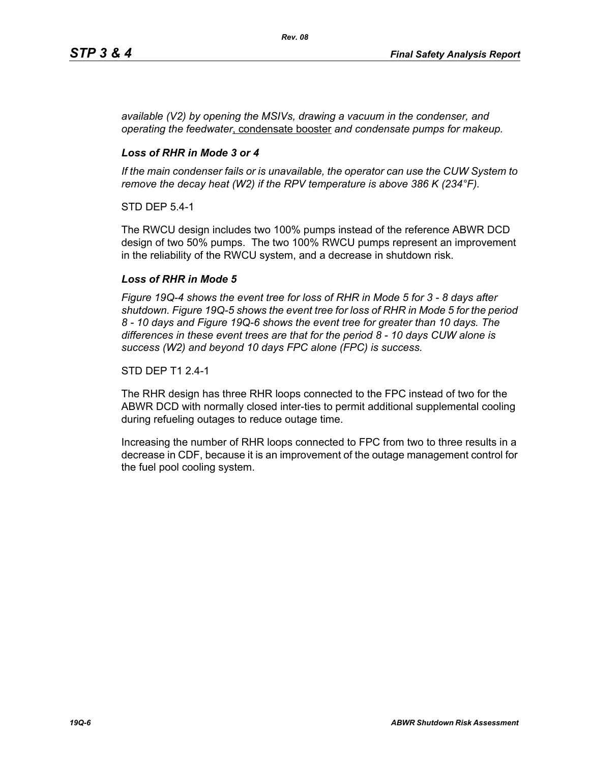*available (V2) by opening the MSIVs, drawing a vacuum in the condenser, and operating the feedwater*, condensate booster *and condensate pumps for makeup.*

### *Loss of RHR in Mode 3 or 4*

*If the main condenser fails or is unavailable, the operator can use the CUW System to remove the decay heat (W2) if the RPV temperature is above 386 K (234°F).*

STD DEP 5.4-1

The RWCU design includes two 100% pumps instead of the reference ABWR DCD design of two 50% pumps. The two 100% RWCU pumps represent an improvement in the reliability of the RWCU system, and a decrease in shutdown risk.

### *Loss of RHR in Mode 5*

*Figure 19Q-4 shows the event tree for loss of RHR in Mode 5 for 3 - 8 days after shutdown. Figure 19Q-5 shows the event tree for loss of RHR in Mode 5 for the period 8 - 10 days and Figure 19Q-6 shows the event tree for greater than 10 days. The differences in these event trees are that for the period 8 - 10 days CUW alone is success (W2) and beyond 10 days FPC alone (FPC) is success.*

STD DEP T1 2.4-1

The RHR design has three RHR loops connected to the FPC instead of two for the ABWR DCD with normally closed inter-ties to permit additional supplemental cooling during refueling outages to reduce outage time.

Increasing the number of RHR loops connected to FPC from two to three results in a decrease in CDF, because it is an improvement of the outage management control for the fuel pool cooling system.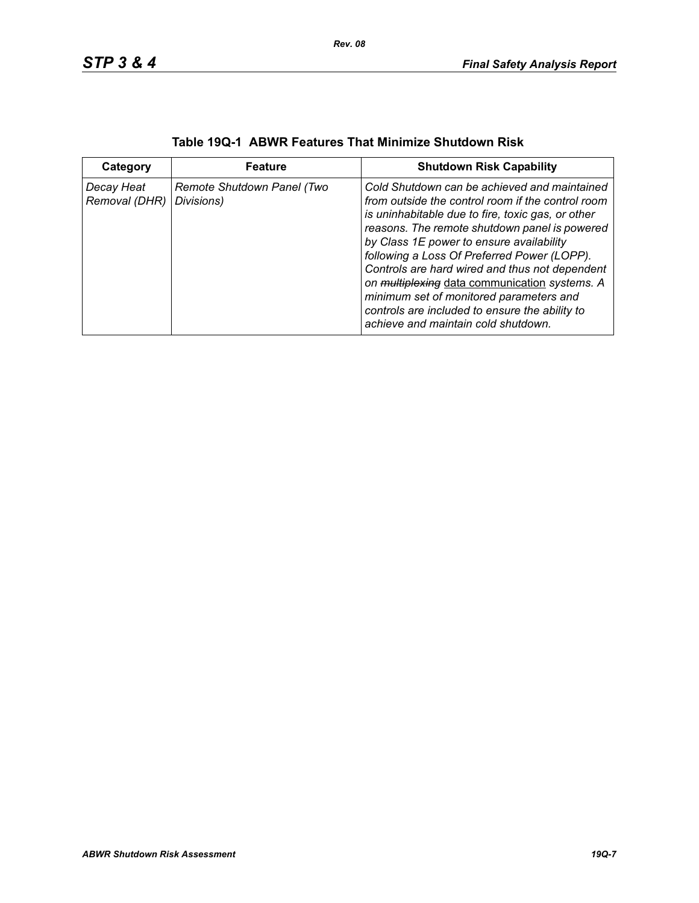**Table 19Q-1 ABWR Features That Minimize Shutdown Risk**

| Category | Feature | Shutdown Risk Capability |
|---|---|---|
| *Decay Heat Removal (DHR)* | *Remote Shutdown Panel (Two Divisions)* | *Cold Shutdown can be achieved and maintained from outside the control room if the control room is uninhabitable due to fire, toxic gas, or other reasons. The remote shutdown panel is powered by Class 1E power to ensure availability following a Loss Of Preferred Power (LOPP). Controls are hard wired and thus not dependent on ~~multiplexing~~* <u>data communication</u> *systems. A minimum set of monitored parameters and controls are included to ensure the ability to achieve and maintain cold shutdown.* |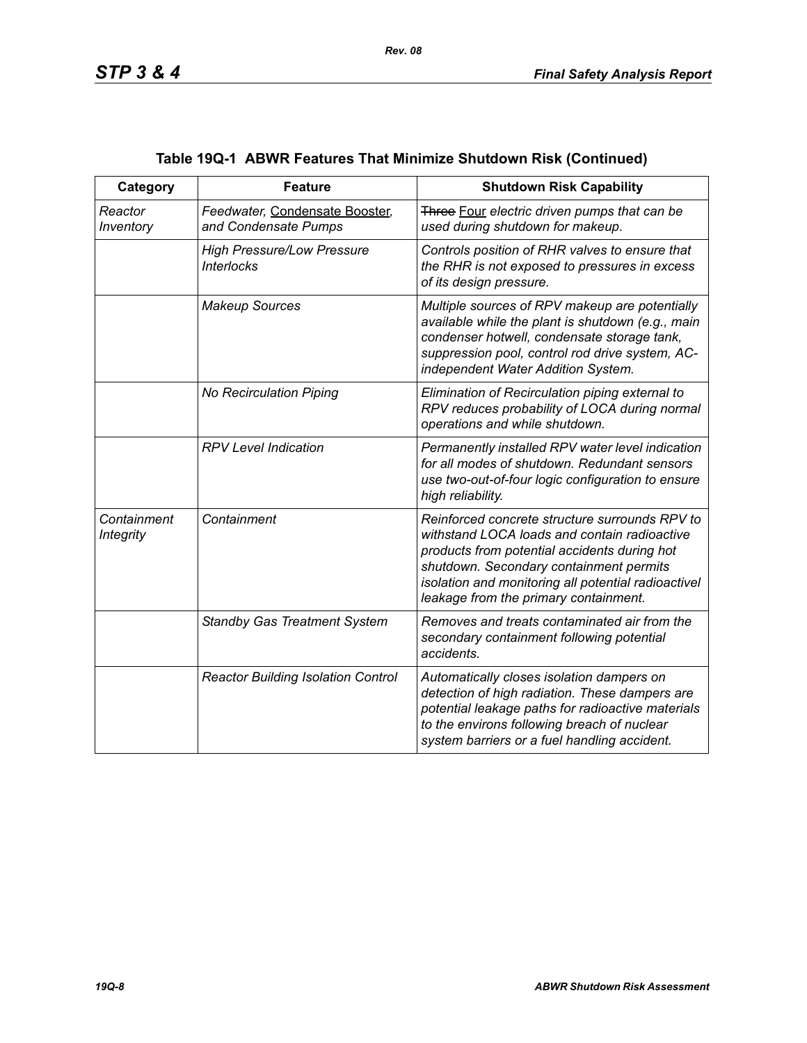## Table 19Q-1 ABWR Features That Minimize Shutdown Risk (Continued)

| Category | Feature | Shutdown Risk Capability |
|---|---|---|
| *Reactor Inventory* | *Feedwater,* Condensate Booster, *and Condensate Pumps* | ~~Three~~ Four *electric driven pumps that can be used during shutdown for makeup.* |
| | *High Pressure/Low Pressure Interlocks* | *Controls position of RHR valves to ensure that the RHR is not exposed to pressures in excess of its design pressure.* |
| | *Makeup Sources* | *Multiple sources of RPV makeup are potentially available while the plant is shutdown (e.g., main condenser hotwell, condensate storage tank, suppression pool, control rod drive system, AC-independent Water Addition System.* |
| | *No Recirculation Piping* | *Elimination of Recirculation piping external to RPV reduces probability of LOCA during normal operations and while shutdown.* |
| | *RPV Level Indication* | *Permanently installed RPV water level indication for all modes of shutdown. Redundant sensors use two-out-of-four logic configuration to ensure high reliability.* |
| *Containment Integrity* | *Containment* | *Reinforced concrete structure surrounds RPV to withstand LOCA loads and contain radioactive products from potential accidents during hot shutdown. Secondary containment permits isolation and monitoring all potential radioactivel leakage from the primary containment.* |
| | *Standby Gas Treatment System* | *Removes and treats contaminated air from the secondary containment following potential accidents.* |
| | *Reactor Building Isolation Control* | *Automatically closes isolation dampers on detection of high radiation. These dampers are potential leakage paths for radioactive materials to the environs following breach of nuclear system barriers or a fuel handling accident.* |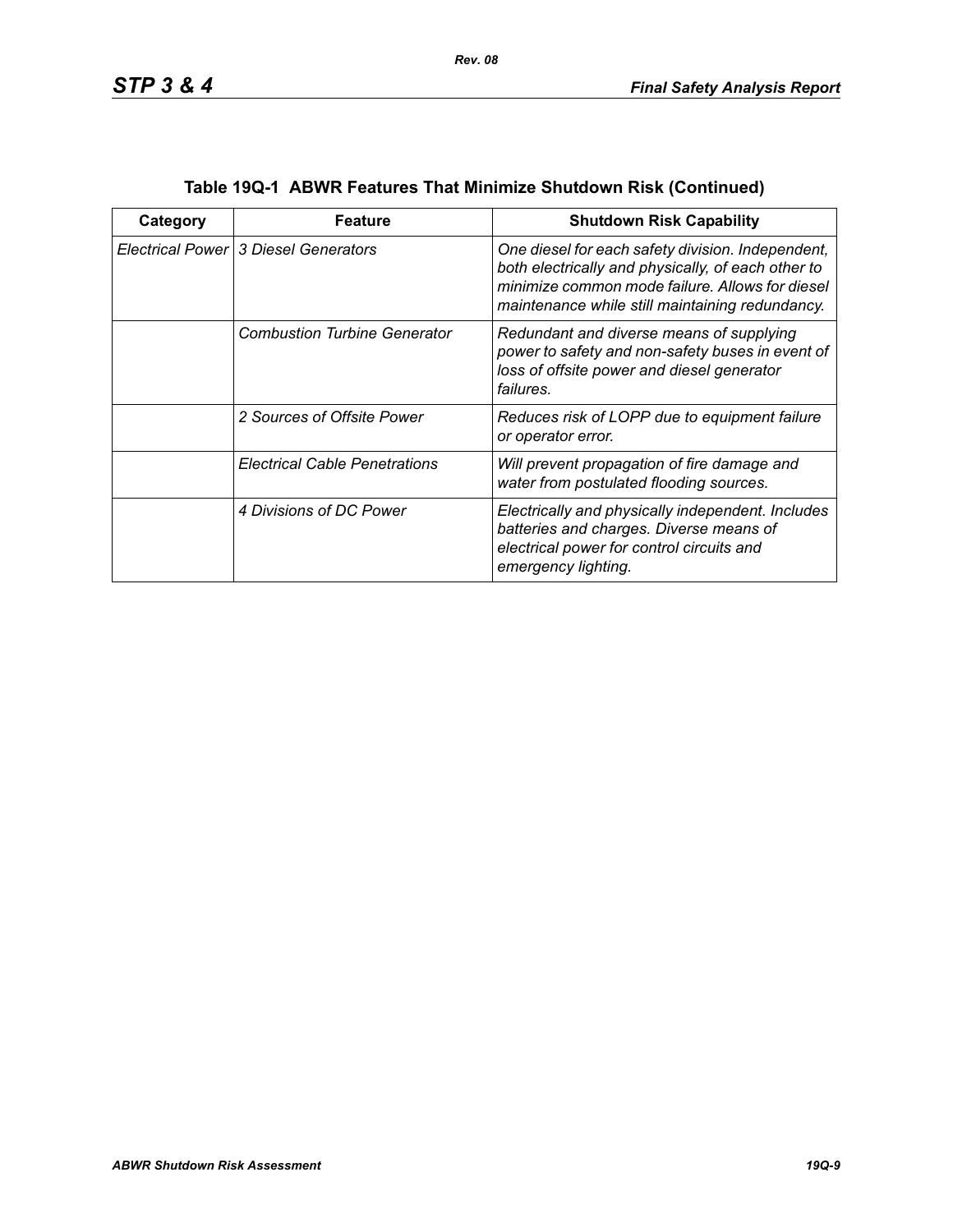**Table 19Q-1 ABWR Features That Minimize Shutdown Risk (Continued)**

| Category | Feature | Shutdown Risk Capability |
|---|---|---|
| *Electrical Power* | *3 Diesel Generators* | *One diesel for each safety division. Independent, both electrically and physically, of each other to minimize common mode failure. Allows for diesel maintenance while still maintaining redundancy.* |
| | *Combustion Turbine Generator* | *Redundant and diverse means of supplying power to safety and non-safety buses in event of loss of offsite power and diesel generator failures.* |
| | *2 Sources of Offsite Power* | *Reduces risk of LOPP due to equipment failure or operator error.* |
| | *Electrical Cable Penetrations* | *Will prevent propagation of fire damage and water from postulated flooding sources.* |
| | *4 Divisions of DC Power* | *Electrically and physically independent. Includes batteries and charges. Diverse means of electrical power for control circuits and emergency lighting.* |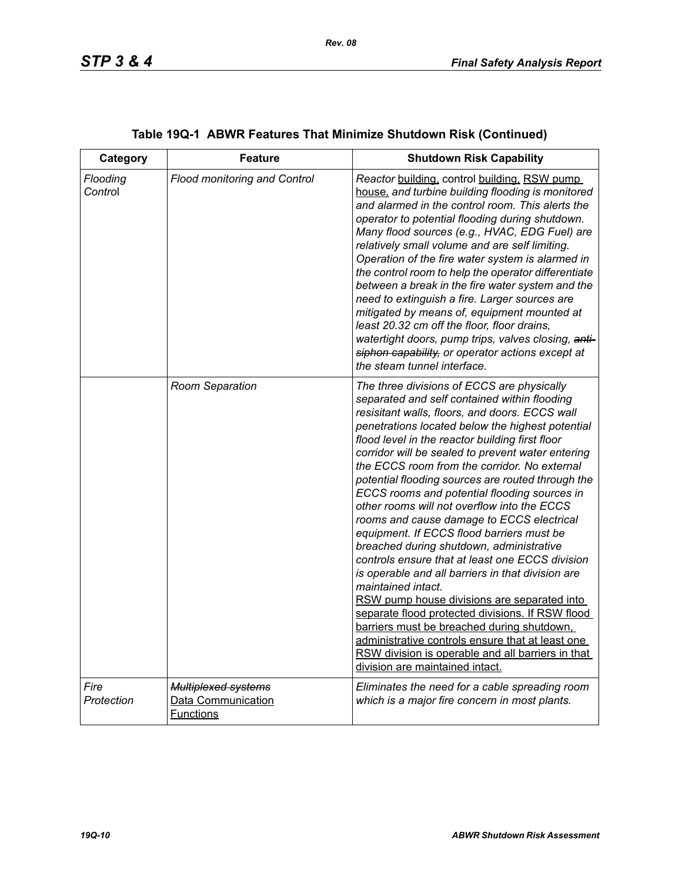**Table 19Q-1 ABWR Features That Minimize Shutdown Risk (Continued)**

| Category | Feature | Shutdown Risk Capability |
|---|---|---|
| *Flooding Control* | *Flood monitoring and Control* | *Reactor* building, control building, RSW pump house, *and turbine building flooding is monitored and alarmed in the control room. This alerts the operator to potential flooding during shutdown. Many flood sources (e.g., HVAC, EDG Fuel) are relatively small volume and are self limiting. Operation of the fire water system is alarmed in the control room to help the operator differentiate between a break in the fire water system and the need to extinguish a fire. Larger sources are mitigated by means of, equipment mounted at least 20.32 cm off the floor, floor drains, watertight doors, pump trips, valves closing,* ~~*anti-siphon capability,*~~ *or operator actions except at the steam tunnel interface.* |
| | *Room Separation* | *The three divisions of ECCS are physically separated and self contained within flooding resisitant walls, floors, and doors. ECCS wall penetrations located below the highest potential flood level in the reactor building first floor corridor will be sealed to prevent water entering the ECCS room from the corridor. No external potential flooding sources are routed through the ECCS rooms and potential flooding sources in other rooms will not overflow into the ECCS rooms and cause damage to ECCS electrical equipment. If ECCS flood barriers must be breached during shutdown, administrative controls ensure that at least one ECCS division is operable and all barriers in that division are maintained intact.* RSW pump house divisions are separated into separate flood protected divisions. If RSW flood barriers must be breached during shutdown, administrative controls ensure that at least one RSW division is operable and all barriers in that division are maintained intact. |
| *Fire Protection* | ~~*Multiplexed systems*~~ Data Communication Functions | *Eliminates the need for a cable spreading room which is a major fire concern in most plants.* |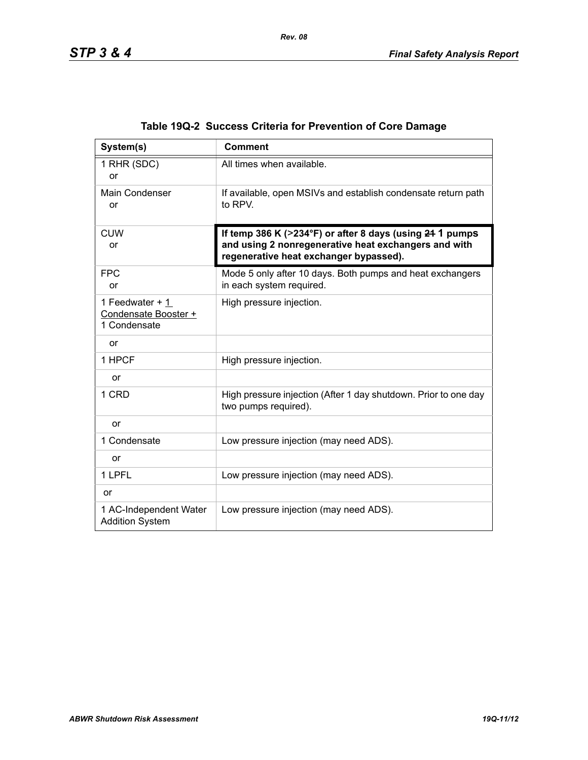**Table 19Q-2 Success Criteria for Prevention of Core Damage**

| System(s) | Comment |
|---|---|
| 1 RHR (SDC)<br>or | All times when available. |
| Main Condenser<br>or | If available, open MSIVs and establish condensate return path to RPV. |
| CUW<br>or | **If temp 386 K (>234°F) or after 8 days (using ~~2~~1 1 pumps and using 2 nonregenerative heat exchangers and with regenerative heat exchanger bypassed).** |
| FPC<br>or | Mode 5 only after 10 days. Both pumps and heat exchangers in each system required. |
| 1 Feedwater + 1 Condensate Booster + 1 Condensate | High pressure injection. |
| or | |
| 1 HPCF | High pressure injection. |
| or | |
| 1 CRD | High pressure injection (After 1 day shutdown. Prior to one day two pumps required). |
| or | |
| 1 Condensate | Low pressure injection (may need ADS). |
| or | |
| 1 LPFL | Low pressure injection (may need ADS). |
| or | |
| 1 AC-Independent Water Addition System | Low pressure injection (may need ADS). |